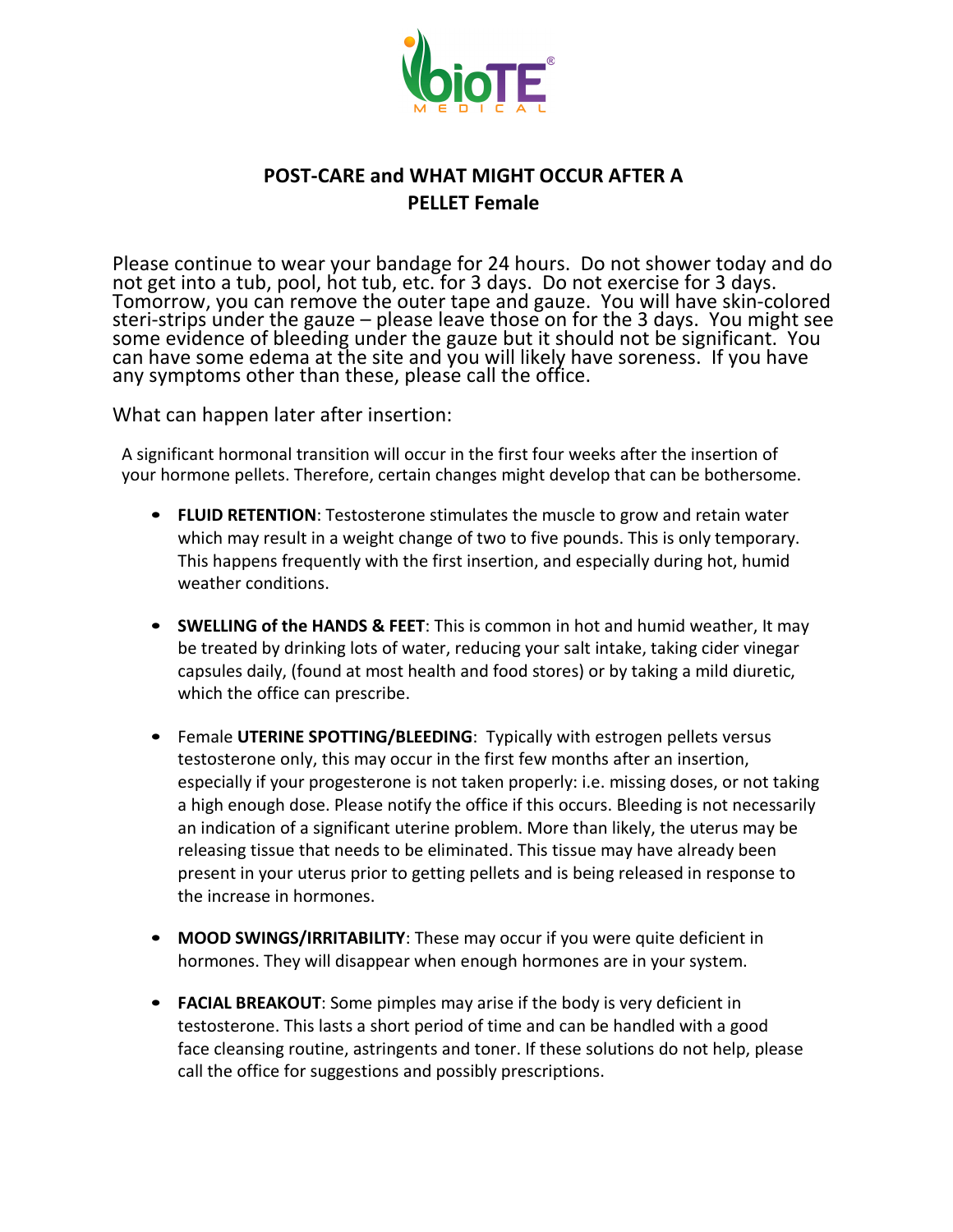# POST-CARE and WHAT MIGHT OCCUR AFTER A PELLET Female

Please continue to wear your bandage for 24 hours. Do not shower today and do not get into a tub, pool, hot tub, etc. for 3 days. Do not exercise for 3 days. Tomorrow, you can remove the outer tape and gauze. You will have skin-colored steri-strips under the gauze – please leave those on for the 3 days. You might see some evidence of bleeding under the gauze but it should not be significant. You can have some edema at the site and you will likely have soreness. If you have any symptoms other than these, please call the office.

What can happen later after insertion:

A significant hormonal transition will occur in the first four weeks after the insertion of your hormone pellets. Therefore, certain changes might develop that can be bothersome.

- **FLUID RETENTION**: Testosterone stimulates the muscle to grow and retain water which may result in a weight change of two to five pounds. This is only temporary. This happens frequently with the first insertion, and especially during hot, humid weather conditions.

- **SWELLING of the HANDS & FEET**: This is common in hot and humid weather, It may be treated by drinking lots of water, reducing your salt intake, taking cider vinegar capsules daily, (found at most health and food stores) or by taking a mild diuretic, which the office can prescribe.

- Female **UTERINE SPOTTING/BLEEDING**: Typically with estrogen pellets versus testosterone only, this may occur in the first few months after an insertion, especially if your progesterone is not taken properly: i.e. missing doses, or not taking a high enough dose. Please notify the office if this occurs. Bleeding is not necessarily an indication of a significant uterine problem. More than likely, the uterus may be releasing tissue that needs to be eliminated. This tissue may have already been present in your uterus prior to getting pellets and is being released in response to the increase in hormones.

- **MOOD SWINGS/IRRITABILITY**: These may occur if you were quite deficient in hormones. They will disappear when enough hormones are in your system.

- **FACIAL BREAKOUT**: Some pimples may arise if the body is very deficient in testosterone. This lasts a short period of time and can be handled with a good face cleansing routine, astringents and toner. If these solutions do not help, please call the office for suggestions and possibly prescriptions.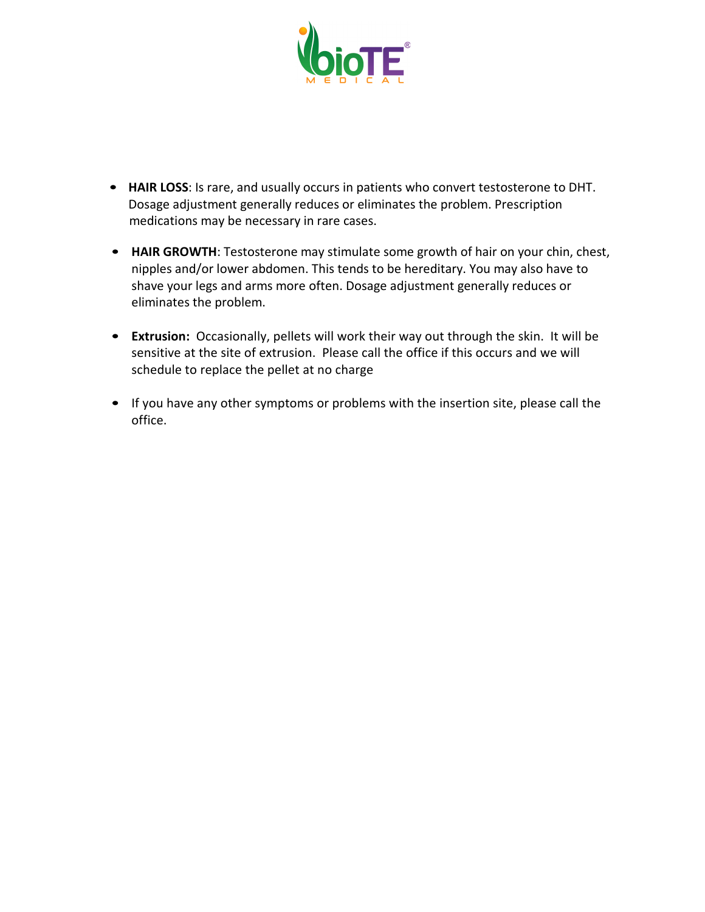- **HAIR LOSS**: Is rare, and usually occurs in patients who convert testosterone to DHT. Dosage adjustment generally reduces or eliminates the problem. Prescription medications may be necessary in rare cases.

- **HAIR GROWTH**: Testosterone may stimulate some growth of hair on your chin, chest, nipples and/or lower abdomen. This tends to be hereditary. You may also have to shave your legs and arms more often. Dosage adjustment generally reduces or eliminates the problem.

- **Extrusion:** Occasionally, pellets will work their way out through the skin. It will be sensitive at the site of extrusion. Please call the office if this occurs and we will schedule to replace the pellet at no charge

- If you have any other symptoms or problems with the insertion site, please call the office.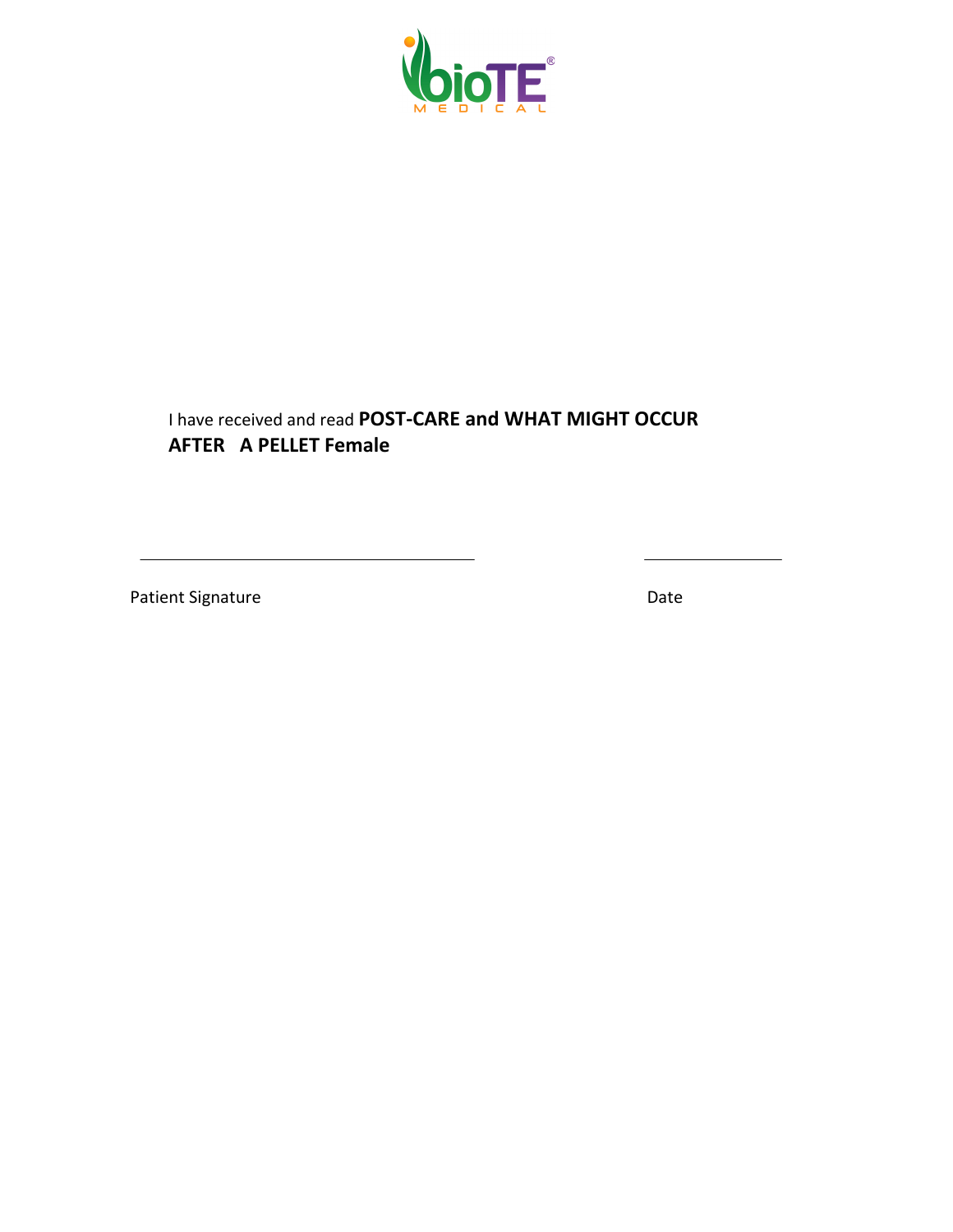I have received and read **POST-CARE and WHAT MIGHT OCCUR AFTER A PELLET Female**

\_\_\_\_\_\_\_\_\_\_\_\_\_\_\_\_\_\_\_\_\_\_\_\_\_\_\_\_\_\_\_\_\_\_\_\_\_\_ \_\_\_\_\_\_\_\_\_\_\_\_\_\_\_\_

Patient Signature Date